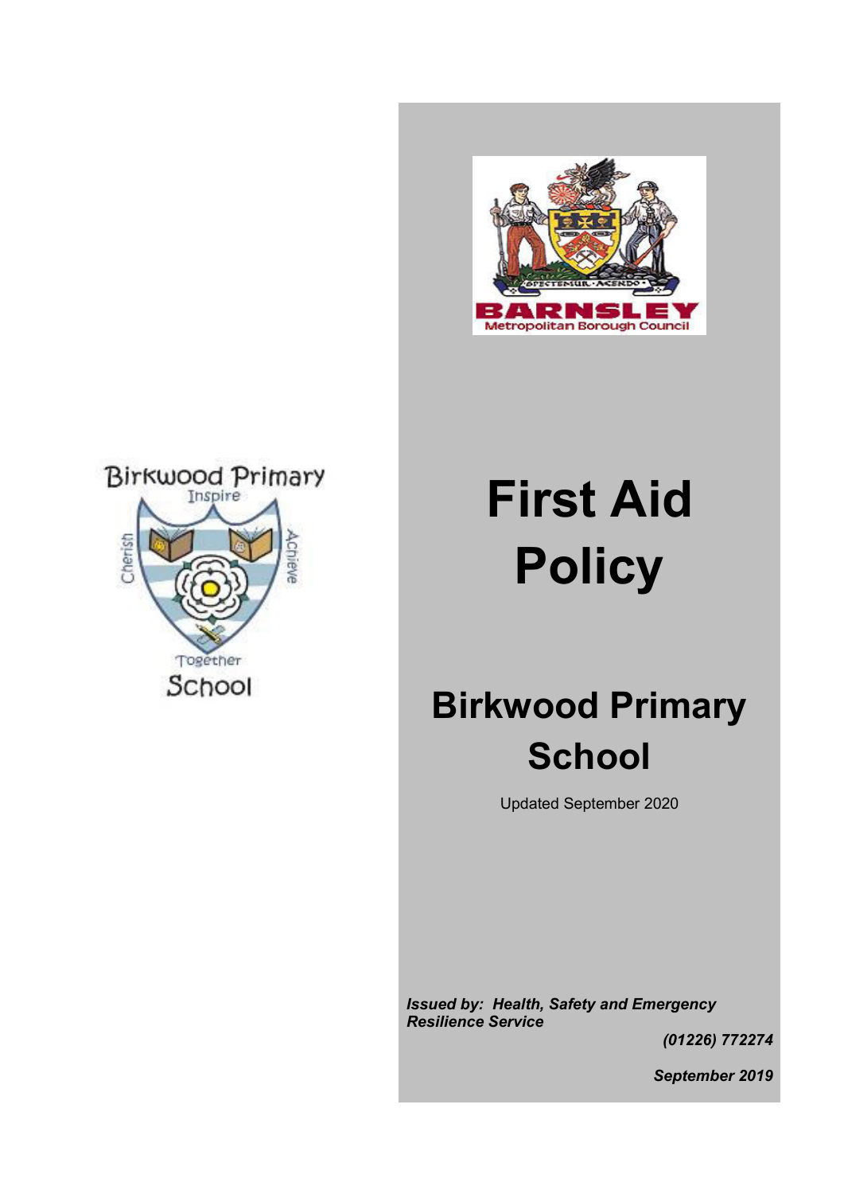# First Aid Policy

## Birkwood Primary School

Updated September 2020

***Issued by: Health, Safety and Emergency Resilience Service***

***(01226) 772274***

***September 2019***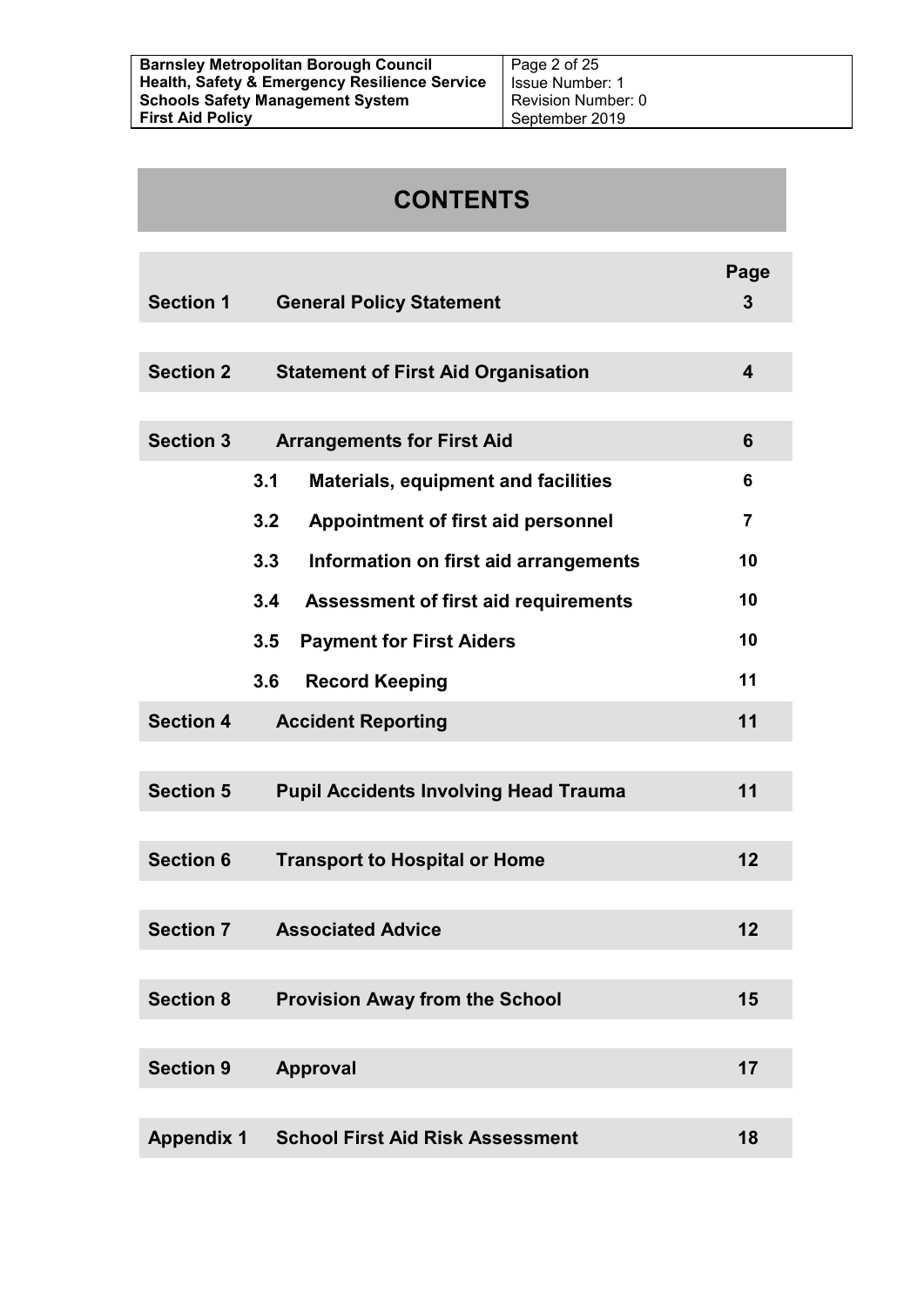# CONTENTS

| | | Page |
|---|---|---|
| **Section 1** | **General Policy Statement** | **3** |
| **Section 2** | **Statement of First Aid Organisation** | **4** |
| **Section 3** | **Arrangements for First Aid** | **6** |
| | **3.1 Materials, equipment and facilities** | **6** |
| | **3.2 Appointment of first aid personnel** | **7** |
| | **3.3 Information on first aid arrangements** | **10** |
| | **3.4 Assessment of first aid requirements** | **10** |
| | **3.5 Payment for First Aiders** | **10** |
| | **3.6 Record Keeping** | **11** |
| **Section 4** | **Accident Reporting** | **11** |
| **Section 5** | **Pupil Accidents Involving Head Trauma** | **11** |
| **Section 6** | **Transport to Hospital or Home** | **12** |
| **Section 7** | **Associated Advice** | **12** |
| **Section 8** | **Provision Away from the School** | **15** |
| **Section 9** | **Approval** | **17** |
| **Appendix 1** | **School First Aid Risk Assessment** | **18** |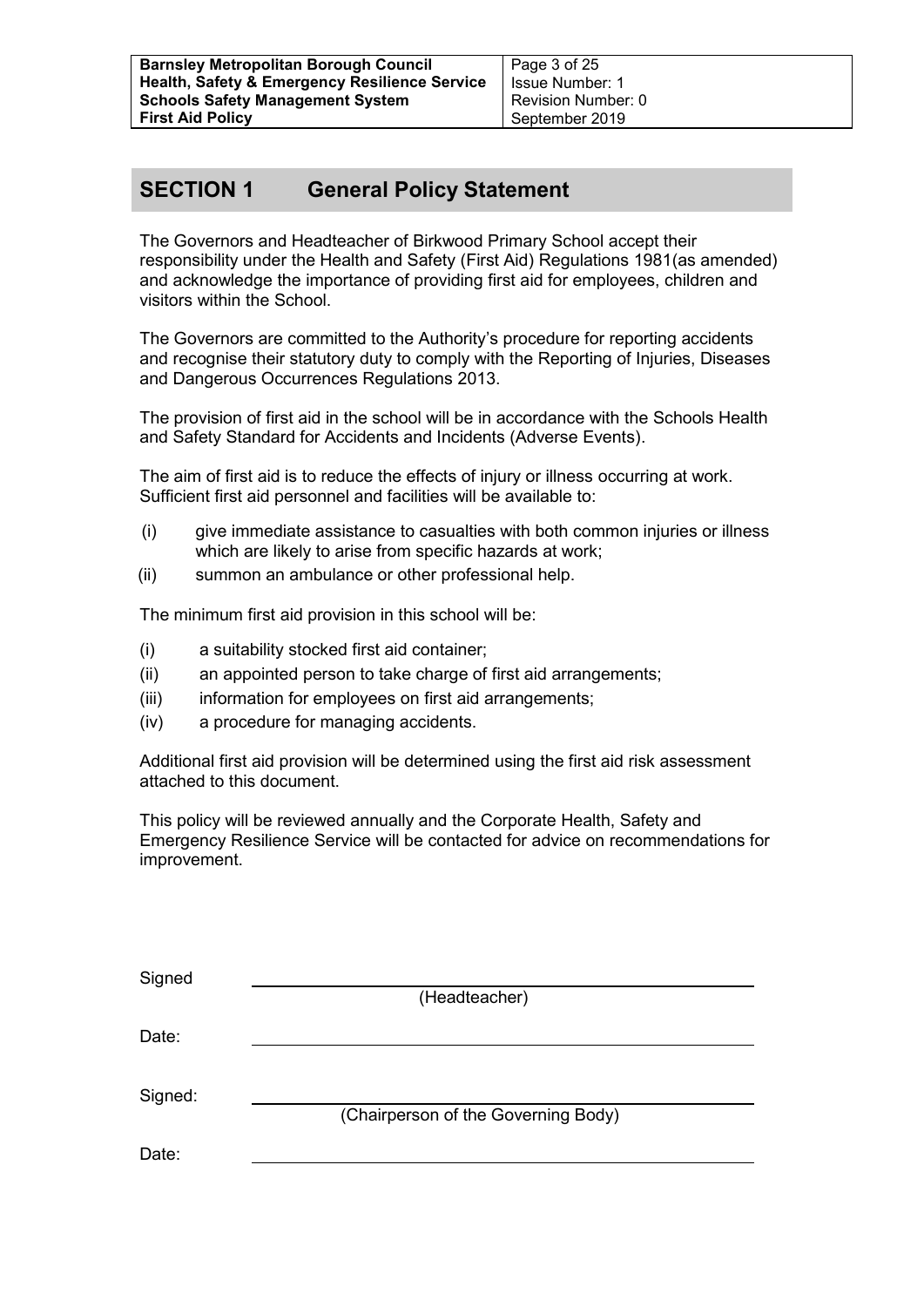## SECTION 1 General Policy Statement

The Governors and Headteacher of Birkwood Primary School accept their responsibility under the Health and Safety (First Aid) Regulations 1981(as amended) and acknowledge the importance of providing first aid for employees, children and visitors within the School.

The Governors are committed to the Authority's procedure for reporting accidents and recognise their statutory duty to comply with the Reporting of Injuries, Diseases and Dangerous Occurrences Regulations 2013.

The provision of first aid in the school will be in accordance with the Schools Health and Safety Standard for Accidents and Incidents (Adverse Events).

The aim of first aid is to reduce the effects of injury or illness occurring at work. Sufficient first aid personnel and facilities will be available to:

(i) give immediate assistance to casualties with both common injuries or illness which are likely to arise from specific hazards at work;

(ii) summon an ambulance or other professional help.

The minimum first aid provision in this school will be:

(i) a suitability stocked first aid container;

(ii) an appointed person to take charge of first aid arrangements;

(iii) information for employees on first aid arrangements;

(iv) a procedure for managing accidents.

Additional first aid provision will be determined using the first aid risk assessment attached to this document.

This policy will be reviewed annually and the Corporate Health, Safety and Emergency Resilience Service will be contacted for advice on recommendations for improvement.

Signed \_\_\_\_\_\_\_\_\_\_\_\_\_\_\_\_\_\_\_\_\_\_\_\_\_\_\_\_\_\_\_\_
(Headteacher)

Date: \_\_\_\_\_\_\_\_\_\_\_\_\_\_\_\_\_\_\_\_\_\_\_\_\_\_\_\_\_\_\_\_

Signed: \_\_\_\_\_\_\_\_\_\_\_\_\_\_\_\_\_\_\_\_\_\_\_\_\_\_\_\_\_\_\_\_
(Chairperson of the Governing Body)

Date: \_\_\_\_\_\_\_\_\_\_\_\_\_\_\_\_\_\_\_\_\_\_\_\_\_\_\_\_\_\_\_\_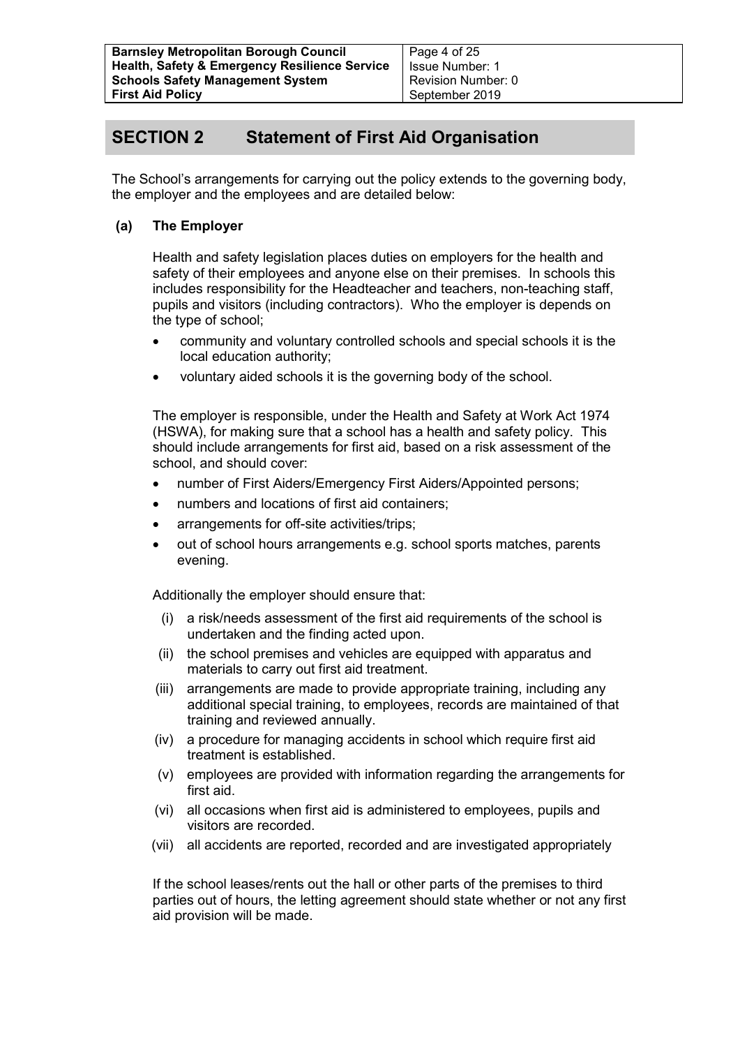## SECTION 2 Statement of First Aid Organisation

The School's arrangements for carrying out the policy extends to the governing body, the employer and the employees and are detailed below:

**(a) The Employer**

Health and safety legislation places duties on employers for the health and safety of their employees and anyone else on their premises. In schools this includes responsibility for the Headteacher and teachers, non-teaching staff, pupils and visitors (including contractors). Who the employer is depends on the type of school;

- community and voluntary controlled schools and special schools it is the local education authority;
- voluntary aided schools it is the governing body of the school.

The employer is responsible, under the Health and Safety at Work Act 1974 (HSWA), for making sure that a school has a health and safety policy. This should include arrangements for first aid, based on a risk assessment of the school, and should cover:

- number of First Aiders/Emergency First Aiders/Appointed persons;
- numbers and locations of first aid containers;
- arrangements for off-site activities/trips;
- out of school hours arrangements e.g. school sports matches, parents evening.

Additionally the employer should ensure that:

(i) a risk/needs assessment of the first aid requirements of the school is undertaken and the finding acted upon.

(ii) the school premises and vehicles are equipped with apparatus and materials to carry out first aid treatment.

(iii) arrangements are made to provide appropriate training, including any additional special training, to employees, records are maintained of that training and reviewed annually.

(iv) a procedure for managing accidents in school which require first aid treatment is established.

(v) employees are provided with information regarding the arrangements for first aid.

(vi) all occasions when first aid is administered to employees, pupils and visitors are recorded.

(vii) all accidents are reported, recorded and are investigated appropriately

If the school leases/rents out the hall or other parts of the premises to third parties out of hours, the letting agreement should state whether or not any first aid provision will be made.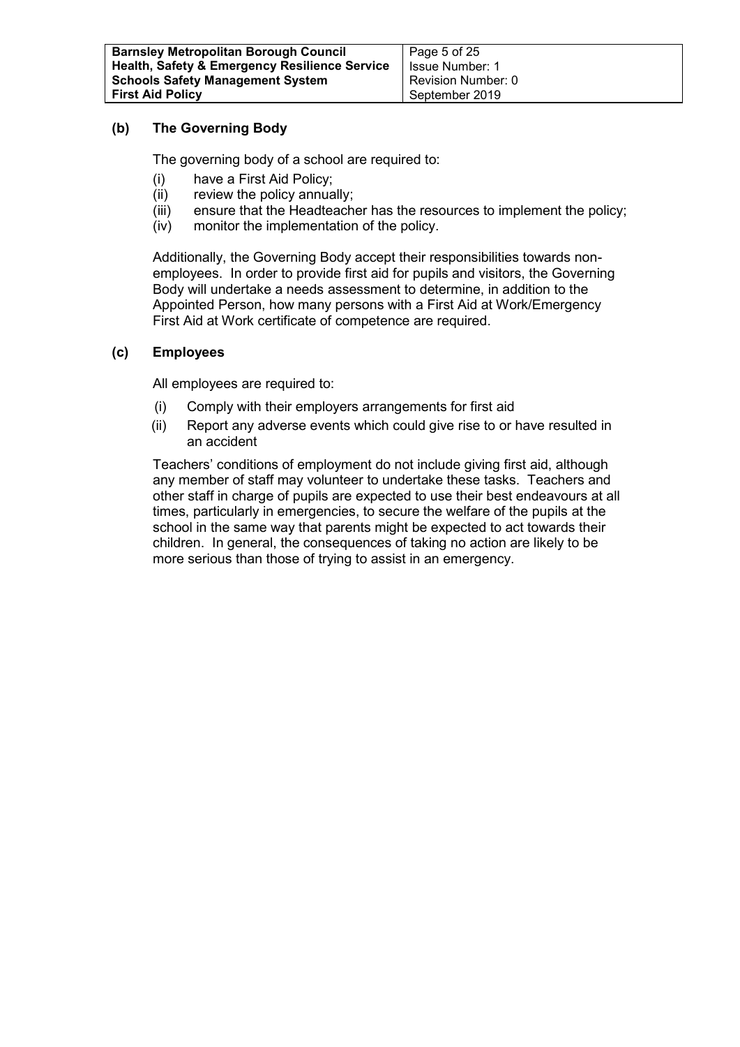### (b) The Governing Body

The governing body of a school are required to:

(i) have a First Aid Policy;
(ii) review the policy annually;
(iii) ensure that the Headteacher has the resources to implement the policy;
(iv) monitor the implementation of the policy.

Additionally, the Governing Body accept their responsibilities towards non-employees. In order to provide first aid for pupils and visitors, the Governing Body will undertake a needs assessment to determine, in addition to the Appointed Person, how many persons with a First Aid at Work/Emergency First Aid at Work certificate of competence are required.

### (c) Employees

All employees are required to:

(i) Comply with their employers arrangements for first aid
(ii) Report any adverse events which could give rise to or have resulted in an accident

Teachers' conditions of employment do not include giving first aid, although any member of staff may volunteer to undertake these tasks. Teachers and other staff in charge of pupils are expected to use their best endeavours at all times, particularly in emergencies, to secure the welfare of the pupils at the school in the same way that parents might be expected to act towards their children. In general, the consequences of taking no action are likely to be more serious than those of trying to assist in an emergency.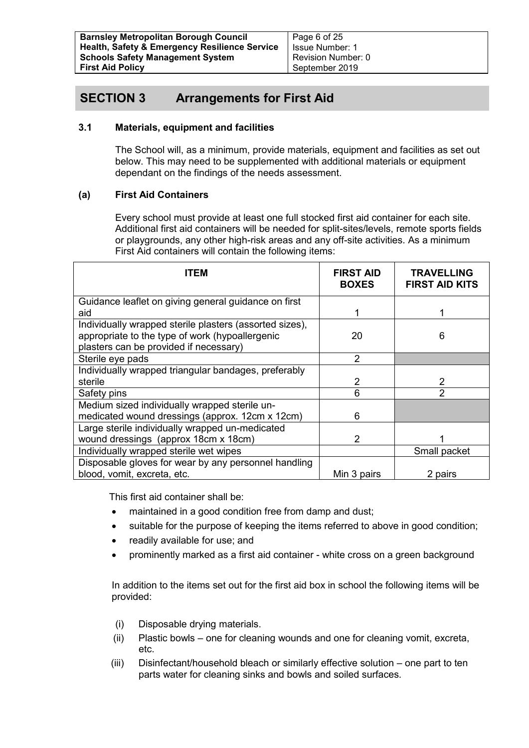## SECTION 3 Arrangements for First Aid

### 3.1 Materials, equipment and facilities

The School will, as a minimum, provide materials, equipment and facilities as set out below. This may need to be supplemented with additional materials or equipment dependant on the findings of the needs assessment.

### (a) First Aid Containers

Every school must provide at least one full stocked first aid container for each site. Additional first aid containers will be needed for split-sites/levels, remote sports fields or playgrounds, any other high-risk areas and any off-site activities. As a minimum First Aid containers will contain the following items:

| ITEM | FIRST AID BOXES | TRAVELLING FIRST AID KITS |
|---|---|---|
| Guidance leaflet on giving general guidance on first aid | 1 | 1 |
| Individually wrapped sterile plasters (assorted sizes), appropriate to the type of work (hypoallergenic plasters can be provided if necessary) | 20 | 6 |
| Sterile eye pads | 2 | |
| Individually wrapped triangular bandages, preferably sterile | 2 | 2 |
| Safety pins | 6 | 2 |
| Medium sized individually wrapped sterile un-medicated wound dressings (approx. 12cm x 12cm) | 6 | |
| Large sterile individually wrapped un-medicated wound dressings (approx 18cm x 18cm) | 2 | 1 |
| Individually wrapped sterile wet wipes | | Small packet |
| Disposable gloves for wear by any personnel handling blood, vomit, excreta, etc. | Min 3 pairs | 2 pairs |

This first aid container shall be:

- maintained in a good condition free from damp and dust;
- suitable for the purpose of keeping the items referred to above in good condition;
- readily available for use; and
- prominently marked as a first aid container - white cross on a green background

In addition to the items set out for the first aid box in school the following items will be provided:

(i) Disposable drying materials.

(ii) Plastic bowls – one for cleaning wounds and one for cleaning vomit, excreta, etc.

(iii) Disinfectant/household bleach or similarly effective solution – one part to ten parts water for cleaning sinks and bowls and soiled surfaces.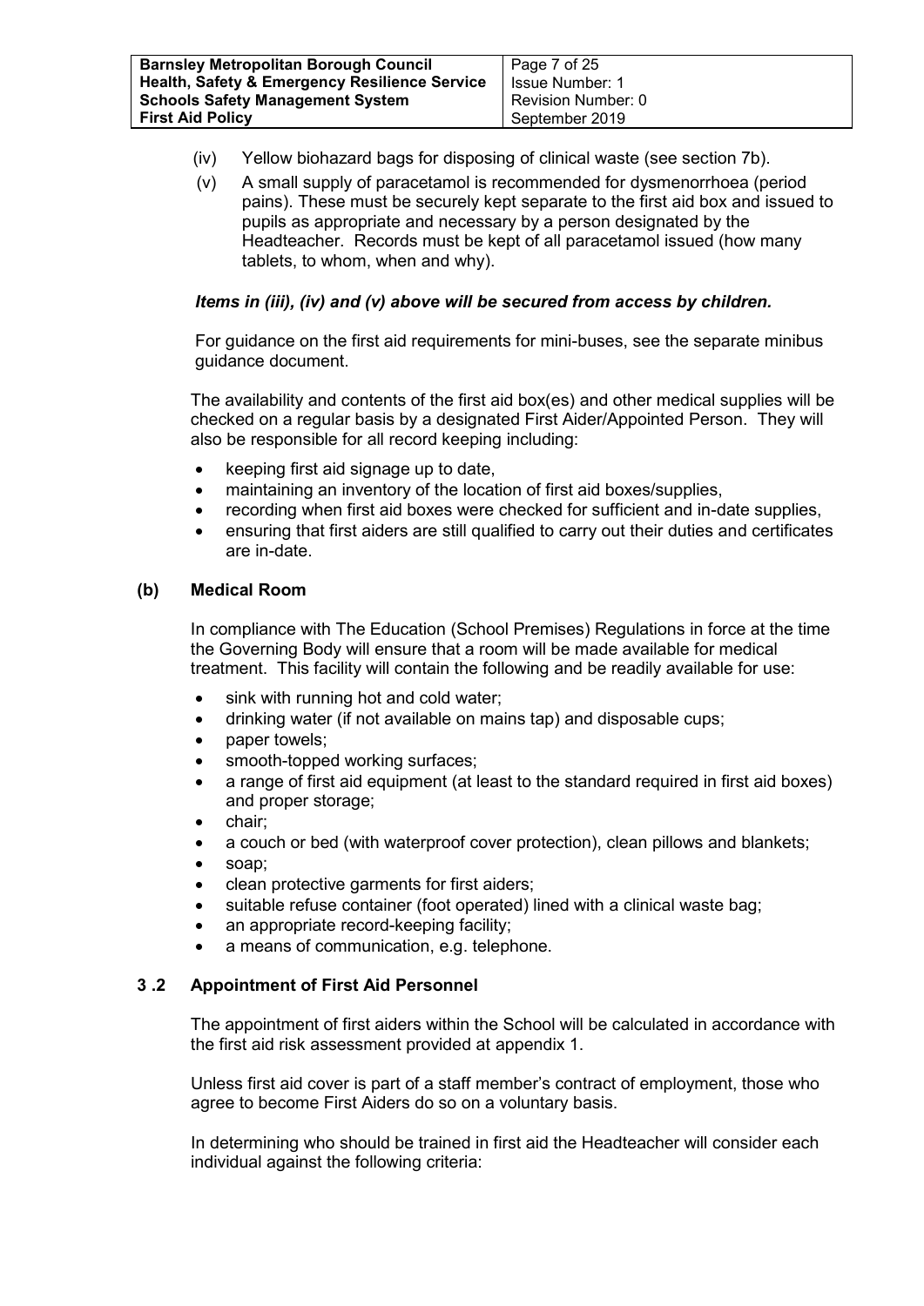(iv) Yellow biohazard bags for disposing of clinical waste (see section 7b).

(v) A small supply of paracetamol is recommended for dysmenorrhoea (period pains). These must be securely kept separate to the first aid box and issued to pupils as appropriate and necessary by a person designated by the Headteacher. Records must be kept of all paracetamol issued (how many tablets, to whom, when and why).

***Items in (iii), (iv) and (v) above will be secured from access by children.***

For guidance on the first aid requirements for mini-buses, see the separate minibus guidance document.

The availability and contents of the first aid box(es) and other medical supplies will be checked on a regular basis by a designated First Aider/Appointed Person. They will also be responsible for all record keeping including:

- keeping first aid signage up to date,
- maintaining an inventory of the location of first aid boxes/supplies,
- recording when first aid boxes were checked for sufficient and in-date supplies,
- ensuring that first aiders are still qualified to carry out their duties and certificates are in-date.

### (b) Medical Room

In compliance with The Education (School Premises) Regulations in force at the time the Governing Body will ensure that a room will be made available for medical treatment. This facility will contain the following and be readily available for use:

- sink with running hot and cold water;
- drinking water (if not available on mains tap) and disposable cups;
- paper towels;
- smooth-topped working surfaces;
- a range of first aid equipment (at least to the standard required in first aid boxes) and proper storage;
- chair;
- a couch or bed (with waterproof cover protection), clean pillows and blankets;
- soap;
- clean protective garments for first aiders;
- suitable refuse container (foot operated) lined with a clinical waste bag;
- an appropriate record-keeping facility;
- a means of communication, e.g. telephone.

## 3 .2 Appointment of First Aid Personnel

The appointment of first aiders within the School will be calculated in accordance with the first aid risk assessment provided at appendix 1.

Unless first aid cover is part of a staff member's contract of employment, those who agree to become First Aiders do so on a voluntary basis.

In determining who should be trained in first aid the Headteacher will consider each individual against the following criteria: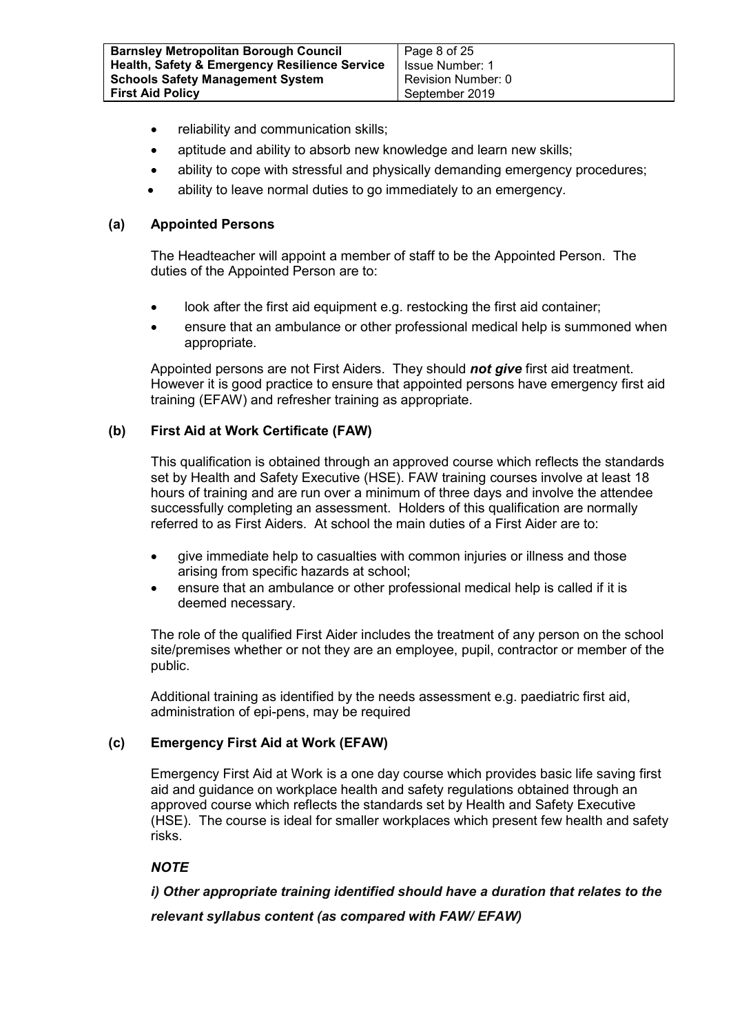- reliability and communication skills;
- aptitude and ability to absorb new knowledge and learn new skills;
- ability to cope with stressful and physically demanding emergency procedures;
- ability to leave normal duties to go immediately to an emergency.

### (a) Appointed Persons

The Headteacher will appoint a member of staff to be the Appointed Person. The duties of the Appointed Person are to:

- look after the first aid equipment e.g. restocking the first aid container;
- ensure that an ambulance or other professional medical help is summoned when appropriate.

Appointed persons are not First Aiders. They should ***not give*** first aid treatment. However it is good practice to ensure that appointed persons have emergency first aid training (EFAW) and refresher training as appropriate.

### (b) First Aid at Work Certificate (FAW)

This qualification is obtained through an approved course which reflects the standards set by Health and Safety Executive (HSE). FAW training courses involve at least 18 hours of training and are run over a minimum of three days and involve the attendee successfully completing an assessment. Holders of this qualification are normally referred to as First Aiders. At school the main duties of a First Aider are to:

- give immediate help to casualties with common injuries or illness and those arising from specific hazards at school;
- ensure that an ambulance or other professional medical help is called if it is deemed necessary.

The role of the qualified First Aider includes the treatment of any person on the school site/premises whether or not they are an employee, pupil, contractor or member of the public.

Additional training as identified by the needs assessment e.g. paediatric first aid, administration of epi-pens, may be required

### (c) Emergency First Aid at Work (EFAW)

Emergency First Aid at Work is a one day course which provides basic life saving first aid and guidance on workplace health and safety regulations obtained through an approved course which reflects the standards set by Health and Safety Executive (HSE). The course is ideal for smaller workplaces which present few health and safety risks.

***NOTE***

***i) Other appropriate training identified should have a duration that relates to the relevant syllabus content (as compared with FAW/ EFAW)***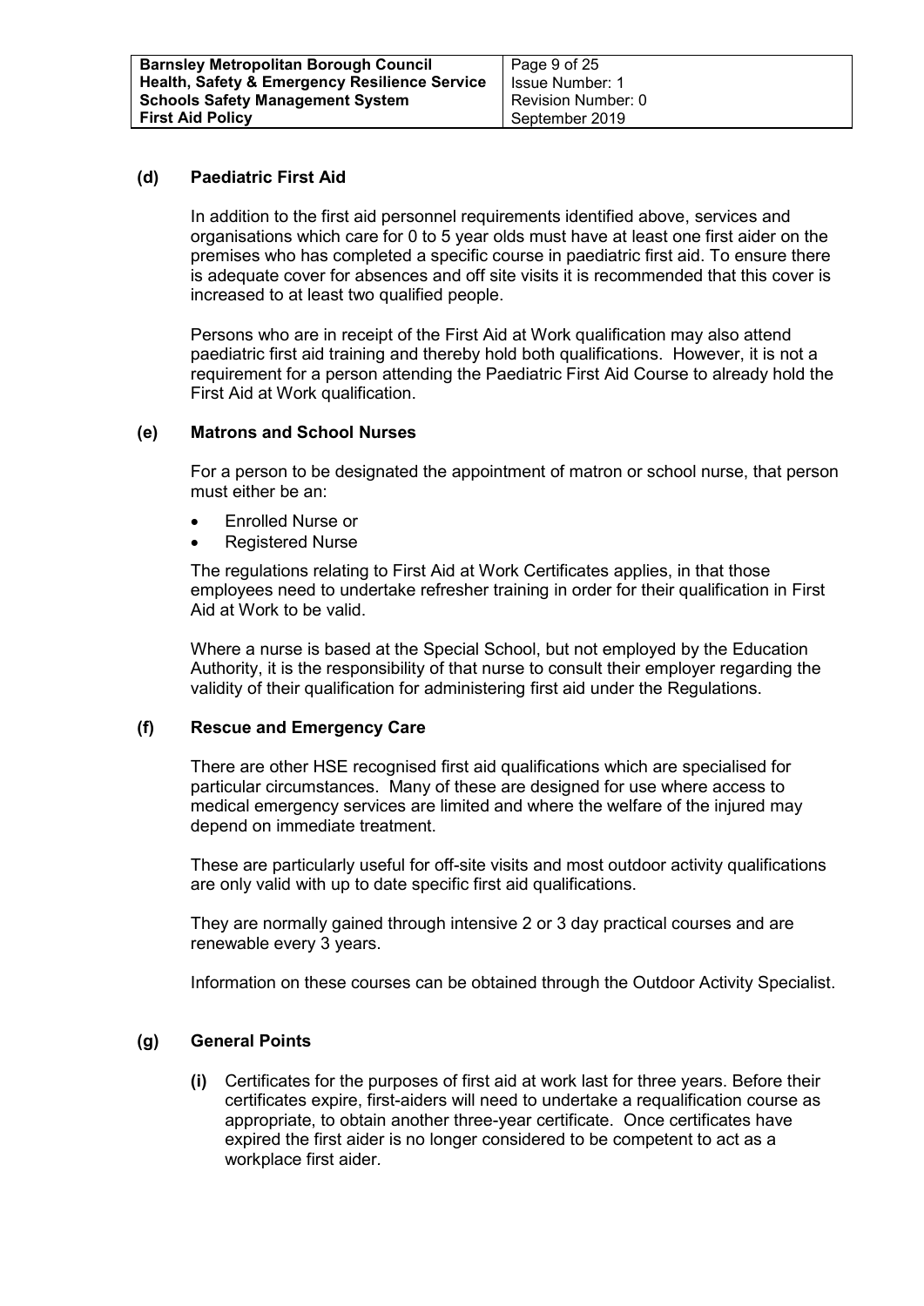### (d) Paediatric First Aid

In addition to the first aid personnel requirements identified above, services and organisations which care for 0 to 5 year olds must have at least one first aider on the premises who has completed a specific course in paediatric first aid. To ensure there is adequate cover for absences and off site visits it is recommended that this cover is increased to at least two qualified people.

Persons who are in receipt of the First Aid at Work qualification may also attend paediatric first aid training and thereby hold both qualifications. However, it is not a requirement for a person attending the Paediatric First Aid Course to already hold the First Aid at Work qualification.

### (e) Matrons and School Nurses

For a person to be designated the appointment of matron or school nurse, that person must either be an:

- Enrolled Nurse or
- Registered Nurse

The regulations relating to First Aid at Work Certificates applies, in that those employees need to undertake refresher training in order for their qualification in First Aid at Work to be valid.

Where a nurse is based at the Special School, but not employed by the Education Authority, it is the responsibility of that nurse to consult their employer regarding the validity of their qualification for administering first aid under the Regulations.

### (f) Rescue and Emergency Care

There are other HSE recognised first aid qualifications which are specialised for particular circumstances. Many of these are designed for use where access to medical emergency services are limited and where the welfare of the injured may depend on immediate treatment.

These are particularly useful for off-site visits and most outdoor activity qualifications are only valid with up to date specific first aid qualifications.

They are normally gained through intensive 2 or 3 day practical courses and are renewable every 3 years.

Information on these courses can be obtained through the Outdoor Activity Specialist.

### (g) General Points

**(i)** Certificates for the purposes of first aid at work last for three years. Before their certificates expire, first-aiders will need to undertake a requalification course as appropriate, to obtain another three-year certificate. Once certificates have expired the first aider is no longer considered to be competent to act as a workplace first aider.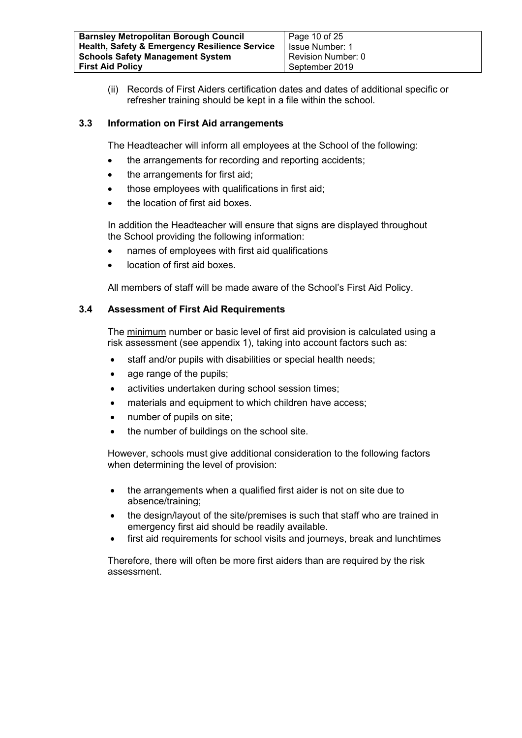(ii) Records of First Aiders certification dates and dates of additional specific or refresher training should be kept in a file within the school.

### 3.3 Information on First Aid arrangements

The Headteacher will inform all employees at the School of the following:

- the arrangements for recording and reporting accidents;
- the arrangements for first aid;
- those employees with qualifications in first aid;
- the location of first aid boxes.

In addition the Headteacher will ensure that signs are displayed throughout the School providing the following information:

- names of employees with first aid qualifications
- location of first aid boxes.

All members of staff will be made aware of the School's First Aid Policy.

### 3.4 Assessment of First Aid Requirements

The minimum number or basic level of first aid provision is calculated using a risk assessment (see appendix 1), taking into account factors such as:

- staff and/or pupils with disabilities or special health needs;
- age range of the pupils;
- activities undertaken during school session times;
- materials and equipment to which children have access;
- number of pupils on site;
- the number of buildings on the school site.

However, schools must give additional consideration to the following factors when determining the level of provision:

- the arrangements when a qualified first aider is not on site due to absence/training;
- the design/layout of the site/premises is such that staff who are trained in emergency first aid should be readily available.
- first aid requirements for school visits and journeys, break and lunchtimes

Therefore, there will often be more first aiders than are required by the risk assessment.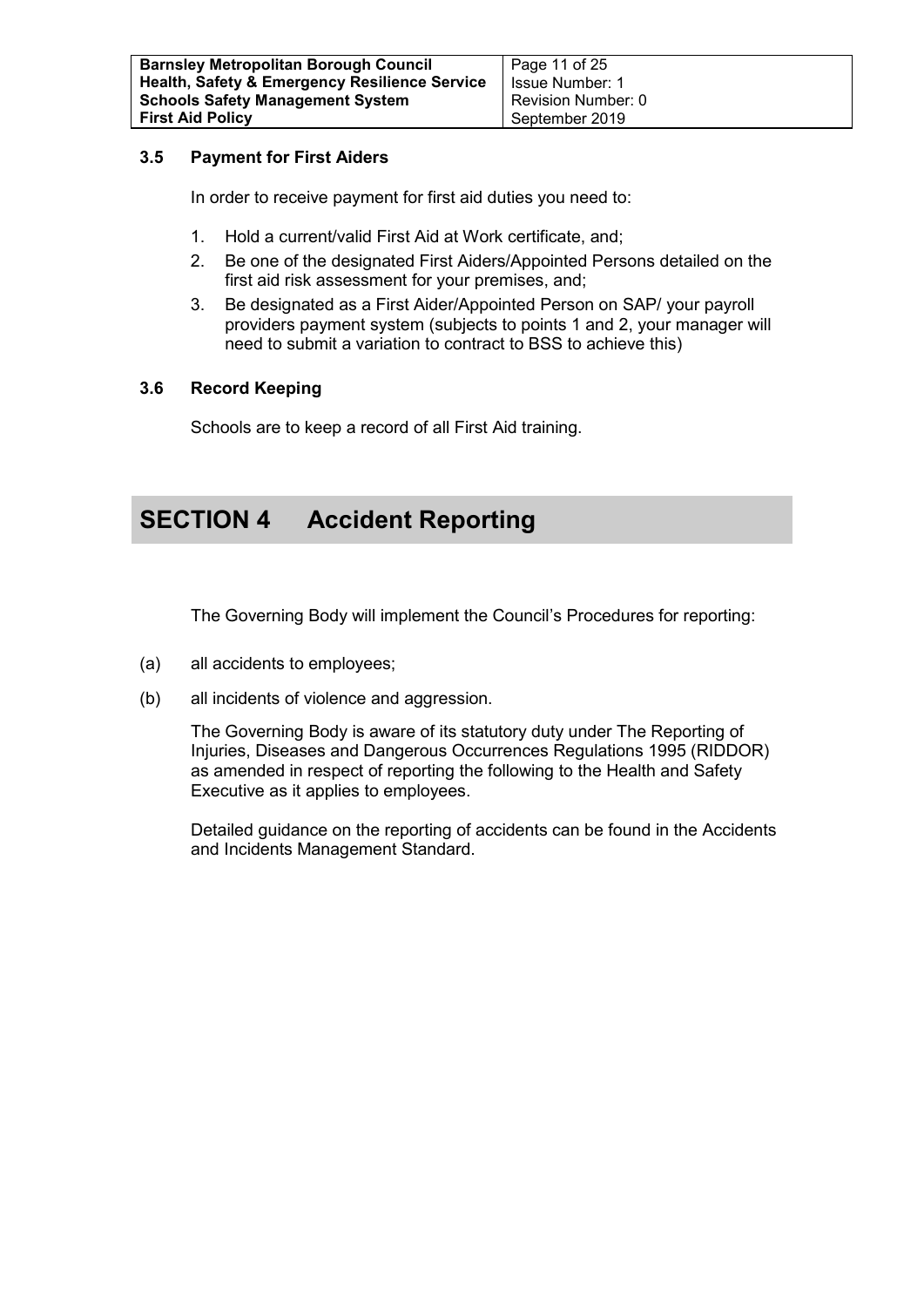### 3.5 Payment for First Aiders

In order to receive payment for first aid duties you need to:

1. Hold a current/valid First Aid at Work certificate, and;
2. Be one of the designated First Aiders/Appointed Persons detailed on the first aid risk assessment for your premises, and;
3. Be designated as a First Aider/Appointed Person on SAP/ your payroll providers payment system (subjects to points 1 and 2, your manager will need to submit a variation to contract to BSS to achieve this)

### 3.6 Record Keeping

Schools are to keep a record of all First Aid training.

## SECTION 4 Accident Reporting

The Governing Body will implement the Council's Procedures for reporting:

(a) all accidents to employees;

(b) all incidents of violence and aggression.

The Governing Body is aware of its statutory duty under The Reporting of Injuries, Diseases and Dangerous Occurrences Regulations 1995 (RIDDOR) as amended in respect of reporting the following to the Health and Safety Executive as it applies to employees.

Detailed guidance on the reporting of accidents can be found in the Accidents and Incidents Management Standard.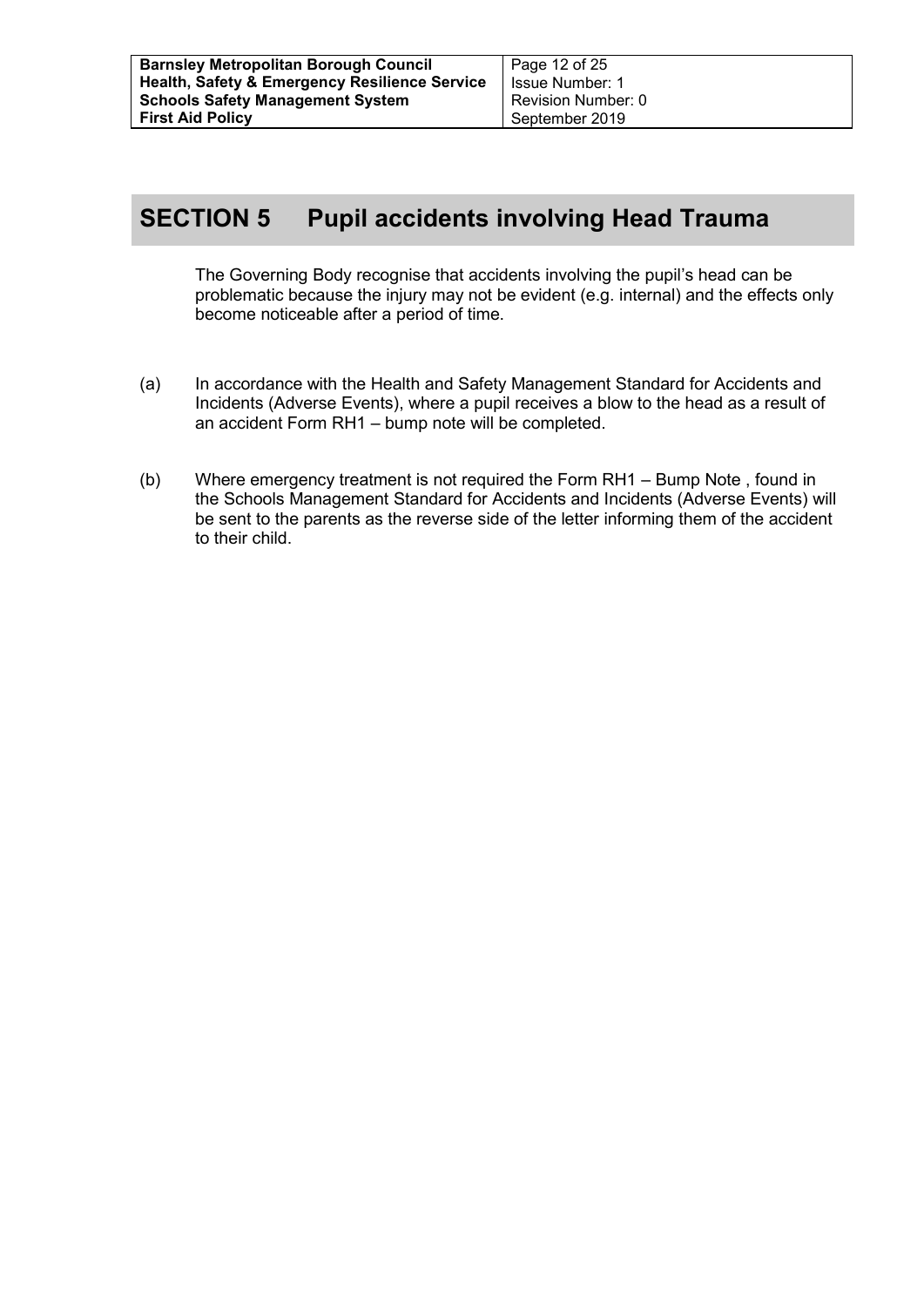# SECTION 5 Pupil accidents involving Head Trauma

The Governing Body recognise that accidents involving the pupil's head can be problematic because the injury may not be evident (e.g. internal) and the effects only become noticeable after a period of time.

(a) In accordance with the Health and Safety Management Standard for Accidents and Incidents (Adverse Events), where a pupil receives a blow to the head as a result of an accident Form RH1 – bump note will be completed.

(b) Where emergency treatment is not required the Form RH1 – Bump Note , found in the Schools Management Standard for Accidents and Incidents (Adverse Events) will be sent to the parents as the reverse side of the letter informing them of the accident to their child.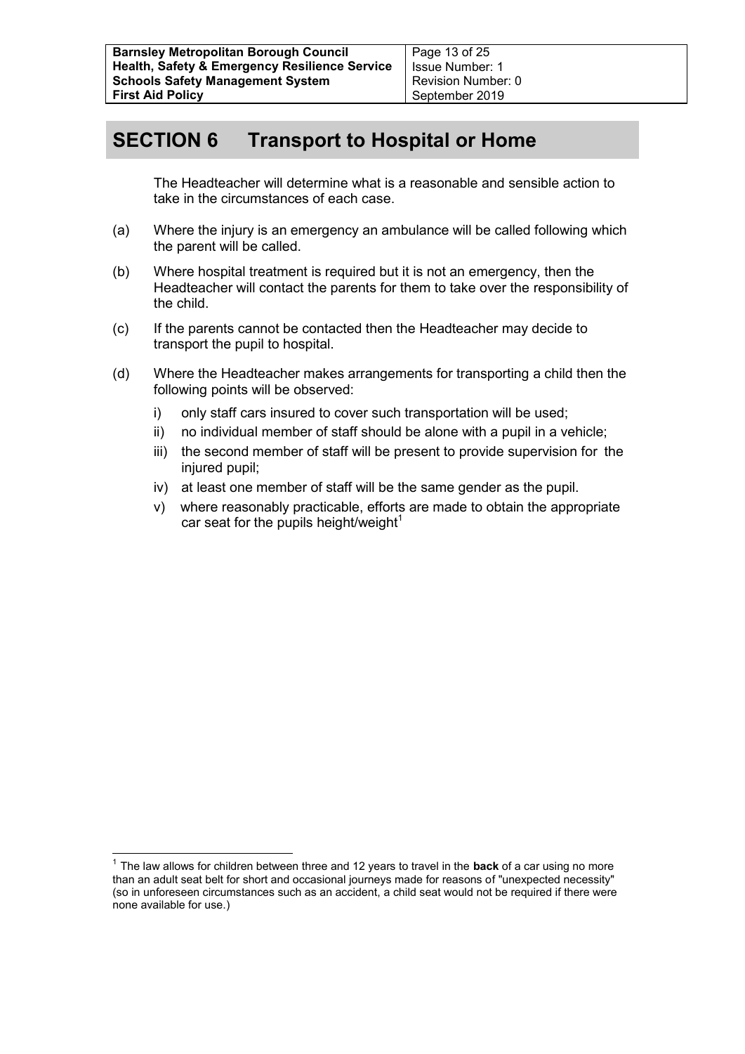## SECTION 6 Transport to Hospital or Home

The Headteacher will determine what is a reasonable and sensible action to take in the circumstances of each case.

(a) Where the injury is an emergency an ambulance will be called following which the parent will be called.

(b) Where hospital treatment is required but it is not an emergency, then the Headteacher will contact the parents for them to take over the responsibility of the child.

(c) If the parents cannot be contacted then the Headteacher may decide to transport the pupil to hospital.

(d) Where the Headteacher makes arrangements for transporting a child then the following points will be observed:

  i) only staff cars insured to cover such transportation will be used;

  ii) no individual member of staff should be alone with a pupil in a vehicle;

  iii) the second member of staff will be present to provide supervision for the injured pupil;

  iv) at least one member of staff will be the same gender as the pupil.

  v) where reasonably practicable, efforts are made to obtain the appropriate car seat for the pupils height/weight[1]

---

[1] The law allows for children between three and 12 years to travel in the **back** of a car using no more than an adult seat belt for short and occasional journeys made for reasons of "unexpected necessity" (so in unforeseen circumstances such as an accident, a child seat would not be required if there were none available for use.)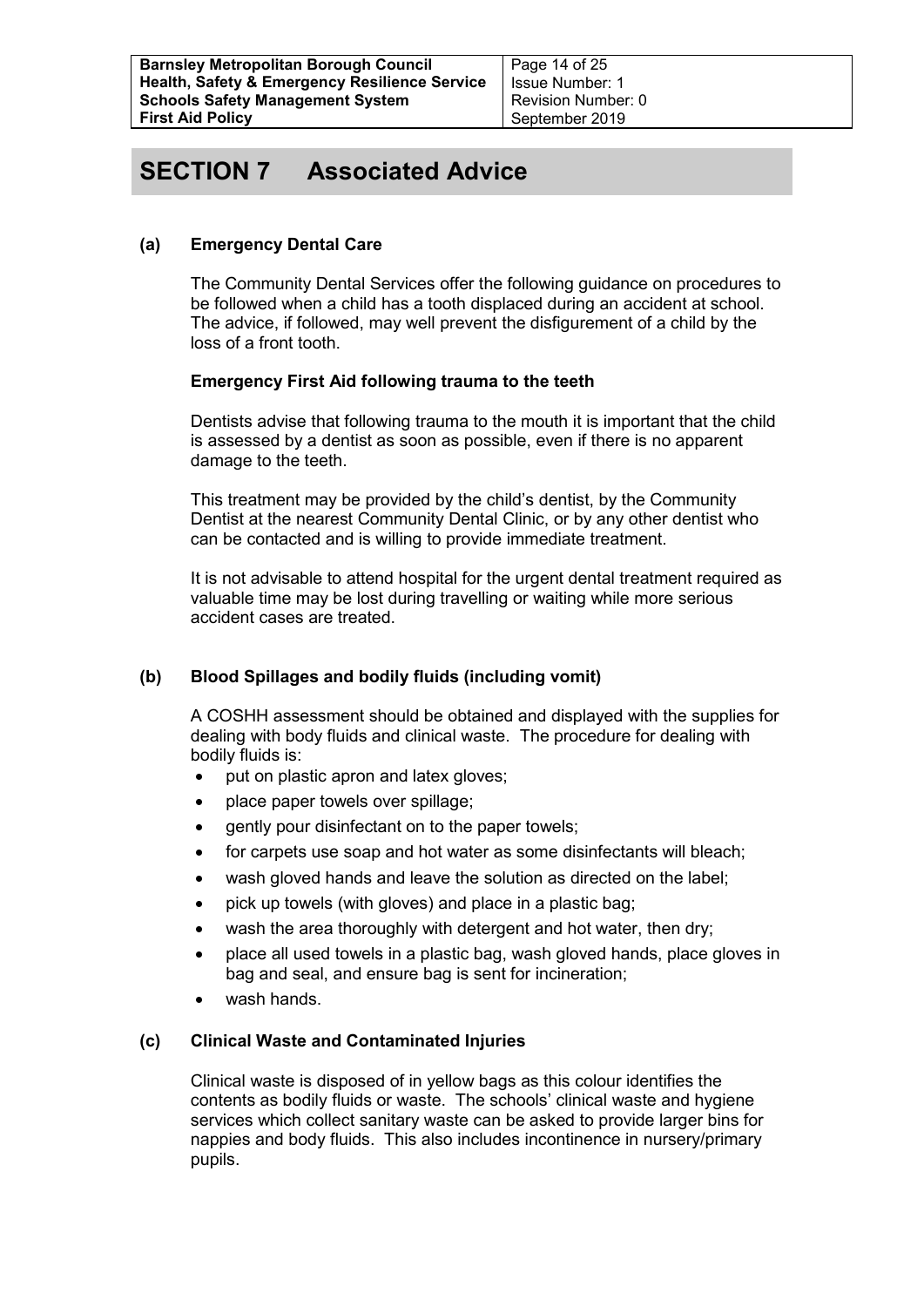# SECTION 7 Associated Advice

### (a) Emergency Dental Care

The Community Dental Services offer the following guidance on procedures to be followed when a child has a tooth displaced during an accident at school. The advice, if followed, may well prevent the disfigurement of a child by the loss of a front tooth.

**Emergency First Aid following trauma to the teeth**

Dentists advise that following trauma to the mouth it is important that the child is assessed by a dentist as soon as possible, even if there is no apparent damage to the teeth.

This treatment may be provided by the child's dentist, by the Community Dentist at the nearest Community Dental Clinic, or by any other dentist who can be contacted and is willing to provide immediate treatment.

It is not advisable to attend hospital for the urgent dental treatment required as valuable time may be lost during travelling or waiting while more serious accident cases are treated.

### (b) Blood Spillages and bodily fluids (including vomit)

A COSHH assessment should be obtained and displayed with the supplies for dealing with body fluids and clinical waste. The procedure for dealing with bodily fluids is:

- put on plastic apron and latex gloves;
- place paper towels over spillage;
- gently pour disinfectant on to the paper towels;
- for carpets use soap and hot water as some disinfectants will bleach;
- wash gloved hands and leave the solution as directed on the label;
- pick up towels (with gloves) and place in a plastic bag;
- wash the area thoroughly with detergent and hot water, then dry;
- place all used towels in a plastic bag, wash gloved hands, place gloves in bag and seal, and ensure bag is sent for incineration;
- wash hands.

### (c) Clinical Waste and Contaminated Injuries

Clinical waste is disposed of in yellow bags as this colour identifies the contents as bodily fluids or waste. The schools' clinical waste and hygiene services which collect sanitary waste can be asked to provide larger bins for nappies and body fluids. This also includes incontinence in nursery/primary pupils.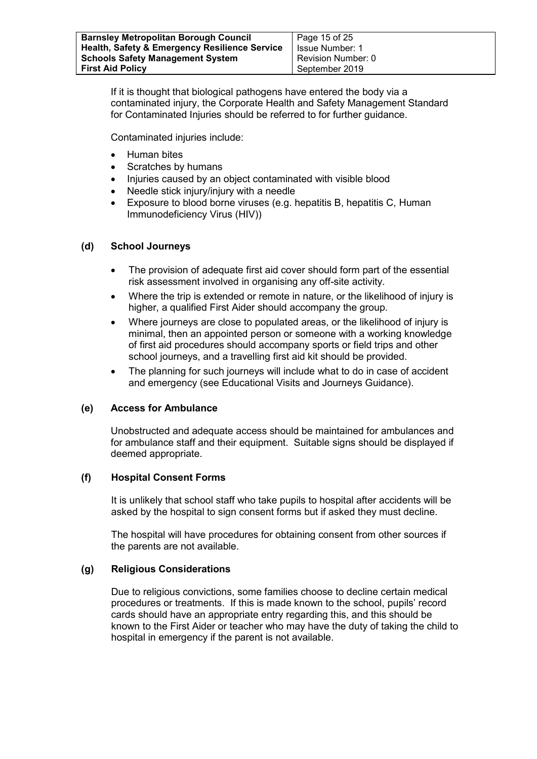If it is thought that biological pathogens have entered the body via a contaminated injury, the Corporate Health and Safety Management Standard for Contaminated Injuries should be referred to for further guidance.

Contaminated injuries include:

- Human bites
- Scratches by humans
- Injuries caused by an object contaminated with visible blood
- Needle stick injury/injury with a needle
- Exposure to blood borne viruses (e.g. hepatitis B, hepatitis C, Human Immunodeficiency Virus (HIV))

### (d) School Journeys

- The provision of adequate first aid cover should form part of the essential risk assessment involved in organising any off-site activity.
- Where the trip is extended or remote in nature, or the likelihood of injury is higher, a qualified First Aider should accompany the group.
- Where journeys are close to populated areas, or the likelihood of injury is minimal, then an appointed person or someone with a working knowledge of first aid procedures should accompany sports or field trips and other school journeys, and a travelling first aid kit should be provided.
- The planning for such journeys will include what to do in case of accident and emergency (see Educational Visits and Journeys Guidance).

### (e) Access for Ambulance

Unobstructed and adequate access should be maintained for ambulances and for ambulance staff and their equipment. Suitable signs should be displayed if deemed appropriate.

### (f) Hospital Consent Forms

It is unlikely that school staff who take pupils to hospital after accidents will be asked by the hospital to sign consent forms but if asked they must decline.

The hospital will have procedures for obtaining consent from other sources if the parents are not available.

### (g) Religious Considerations

Due to religious convictions, some families choose to decline certain medical procedures or treatments. If this is made known to the school, pupils' record cards should have an appropriate entry regarding this, and this should be known to the First Aider or teacher who may have the duty of taking the child to hospital in emergency if the parent is not available.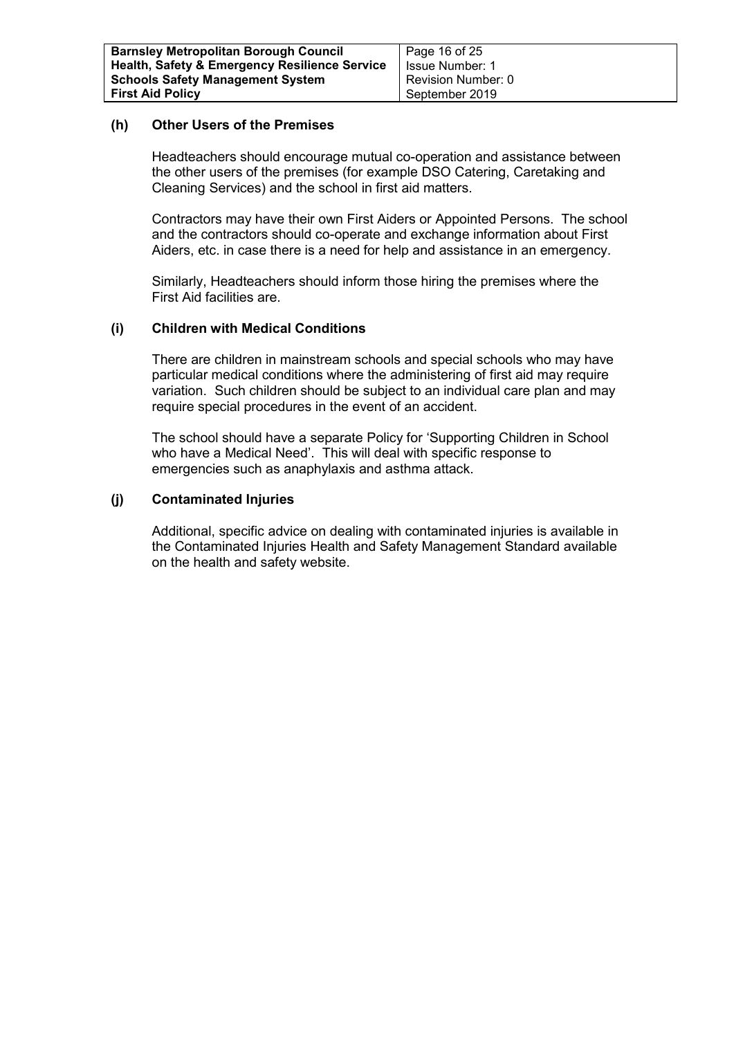### (h) Other Users of the Premises

Headteachers should encourage mutual co-operation and assistance between the other users of the premises (for example DSO Catering, Caretaking and Cleaning Services) and the school in first aid matters.

Contractors may have their own First Aiders or Appointed Persons. The school and the contractors should co-operate and exchange information about First Aiders, etc. in case there is a need for help and assistance in an emergency.

Similarly, Headteachers should inform those hiring the premises where the First Aid facilities are.

### (i) Children with Medical Conditions

There are children in mainstream schools and special schools who may have particular medical conditions where the administering of first aid may require variation. Such children should be subject to an individual care plan and may require special procedures in the event of an accident.

The school should have a separate Policy for 'Supporting Children in School who have a Medical Need'. This will deal with specific response to emergencies such as anaphylaxis and asthma attack.

### (j) Contaminated Injuries

Additional, specific advice on dealing with contaminated injuries is available in the Contaminated Injuries Health and Safety Management Standard available on the health and safety website.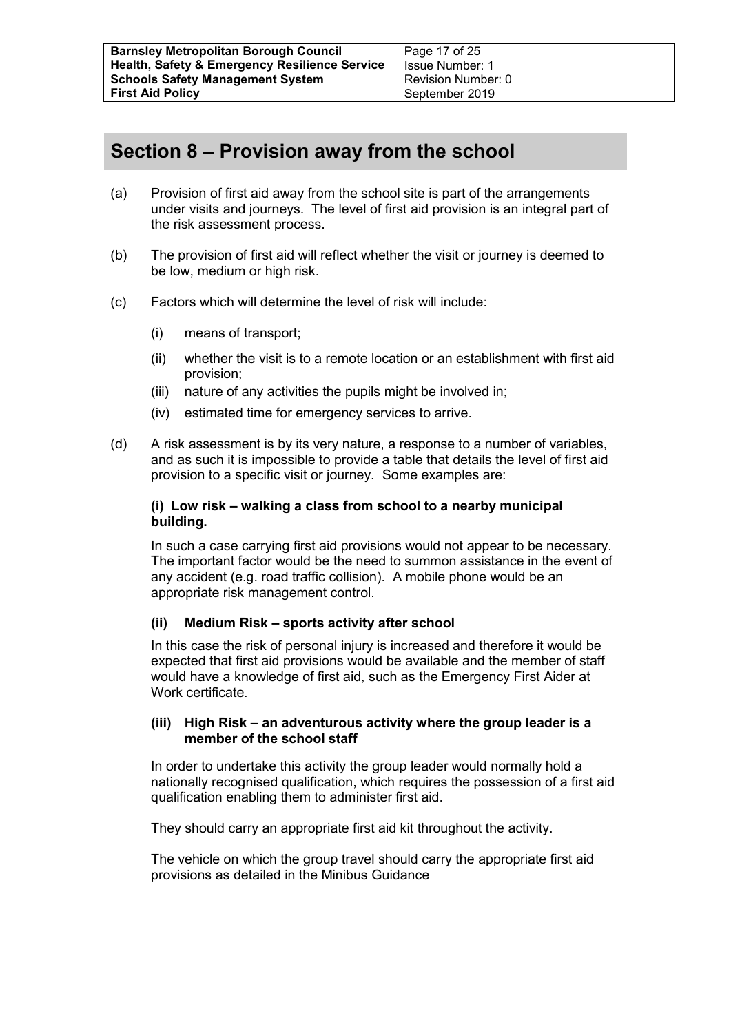## Section 8 – Provision away from the school

(a) Provision of first aid away from the school site is part of the arrangements under visits and journeys. The level of first aid provision is an integral part of the risk assessment process.

(b) The provision of first aid will reflect whether the visit or journey is deemed to be low, medium or high risk.

(c) Factors which will determine the level of risk will include:

  (i) means of transport;

  (ii) whether the visit is to a remote location or an establishment with first aid provision;

  (iii) nature of any activities the pupils might be involved in;

  (iv) estimated time for emergency services to arrive.

(d) A risk assessment is by its very nature, a response to a number of variables, and as such it is impossible to provide a table that details the level of first aid provision to a specific visit or journey. Some examples are:

**(i) Low risk – walking a class from school to a nearby municipal building.**

In such a case carrying first aid provisions would not appear to be necessary. The important factor would be the need to summon assistance in the event of any accident (e.g. road traffic collision). A mobile phone would be an appropriate risk management control.

**(ii) Medium Risk – sports activity after school**

In this case the risk of personal injury is increased and therefore it would be expected that first aid provisions would be available and the member of staff would have a knowledge of first aid, such as the Emergency First Aider at Work certificate.

**(iii) High Risk – an adventurous activity where the group leader is a member of the school staff**

In order to undertake this activity the group leader would normally hold a nationally recognised qualification, which requires the possession of a first aid qualification enabling them to administer first aid.

They should carry an appropriate first aid kit throughout the activity.

The vehicle on which the group travel should carry the appropriate first aid provisions as detailed in the Minibus Guidance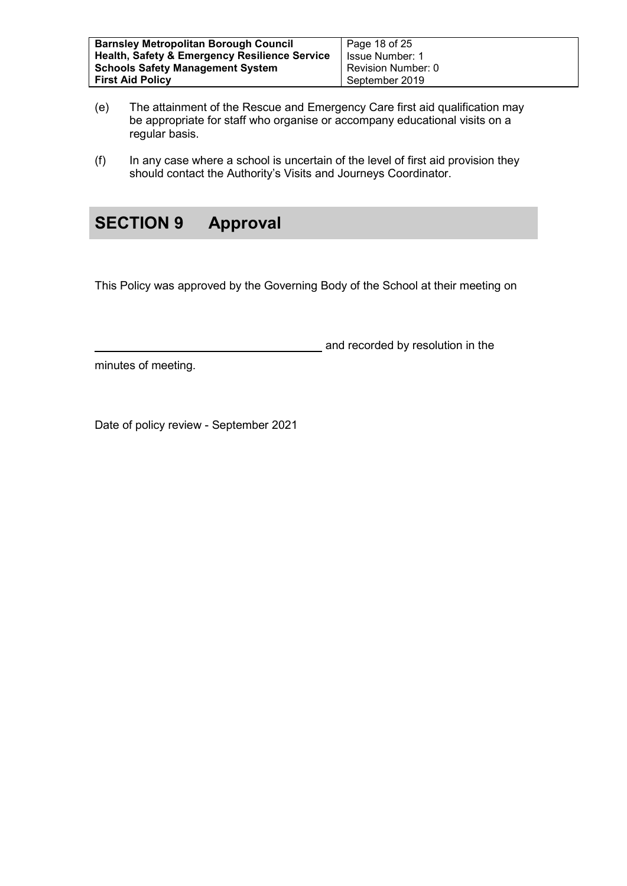(e) The attainment of the Rescue and Emergency Care first aid qualification may be appropriate for staff who organise or accompany educational visits on a regular basis.

(f) In any case where a school is uncertain of the level of first aid provision they should contact the Authority's Visits and Journeys Coordinator.

## SECTION 9 Approval

This Policy was approved by the Governing Body of the School at their meeting on

____________________________________ and recorded by resolution in the minutes of meeting.

Date of policy review - September 2021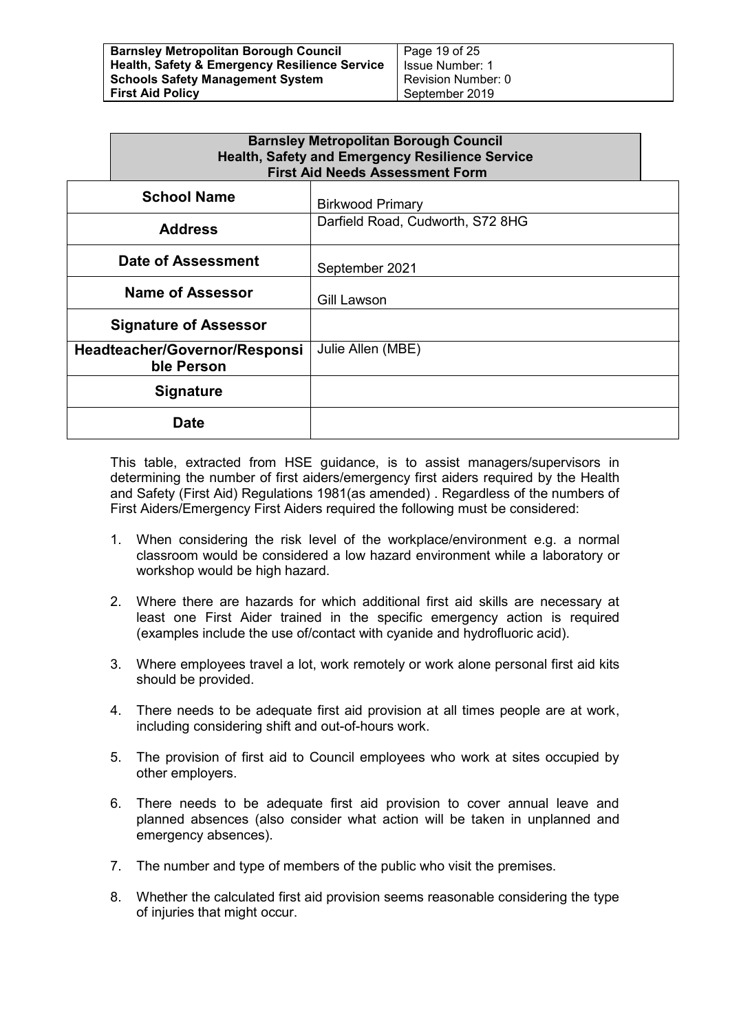**Barnsley Metropolitan Borough Council**
**Health, Safety and Emergency Resilience Service**
**First Aid Needs Assessment Form**

| | |
|---|---|
| **School Name** | Birkwood Primary |
| **Address** | Darfield Road, Cudworth, S72 8HG |
| **Date of Assessment** | September 2021 |
| **Name of Assessor** | Gill Lawson |
| **Signature of Assessor** | |
| **Headteacher/Governor/Responsible Person** | Julie Allen (MBE) |
| **Signature** | |
| **Date** | |

This table, extracted from HSE guidance, is to assist managers/supervisors in determining the number of first aiders/emergency first aiders required by the Health and Safety (First Aid) Regulations 1981(as amended) . Regardless of the numbers of First Aiders/Emergency First Aiders required the following must be considered:

1. When considering the risk level of the workplace/environment e.g. a normal classroom would be considered a low hazard environment while a laboratory or workshop would be high hazard.

2. Where there are hazards for which additional first aid skills are necessary at least one First Aider trained in the specific emergency action is required (examples include the use of/contact with cyanide and hydrofluoric acid).

3. Where employees travel a lot, work remotely or work alone personal first aid kits should be provided.

4. There needs to be adequate first aid provision at all times people are at work, including considering shift and out-of-hours work.

5. The provision of first aid to Council employees who work at sites occupied by other employers.

6. There needs to be adequate first aid provision to cover annual leave and planned absences (also consider what action will be taken in unplanned and emergency absences).

7. The number and type of members of the public who visit the premises.

8. Whether the calculated first aid provision seems reasonable considering the type of injuries that might occur.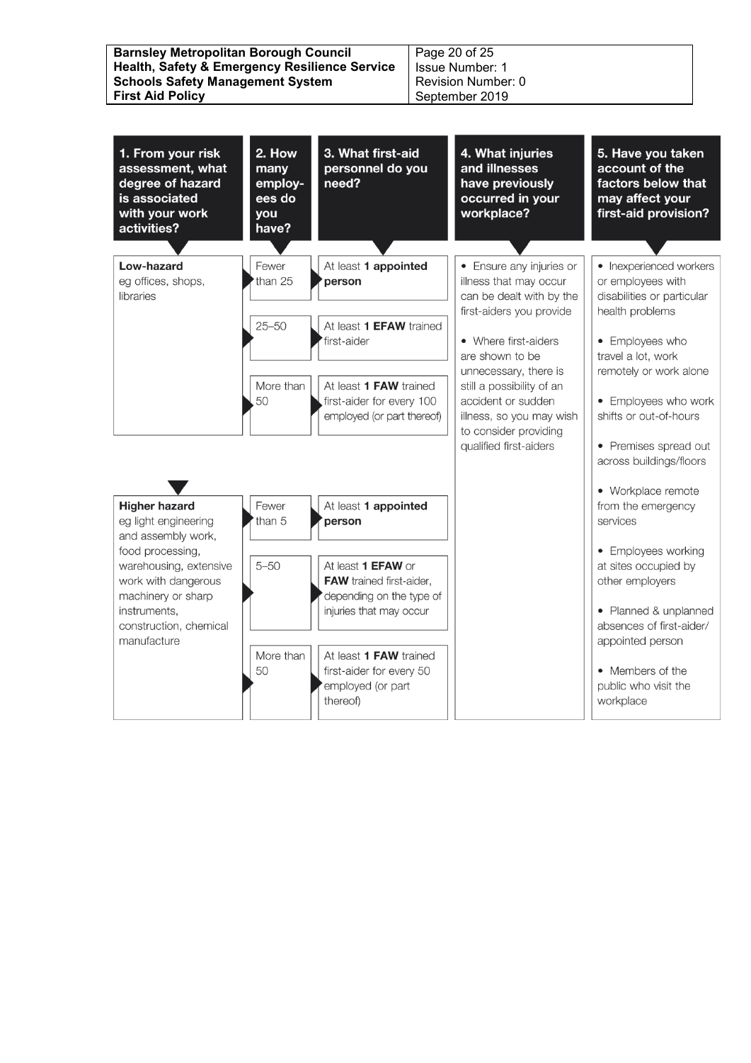| 1. From your risk assessment, what degree of hazard is associated with your work activities? | 2. How many employ-ees do you have? | 3. What first-aid personnel do you need? | 4. What injuries and illnesses have previously occurred in your workplace? | 5. Have you taken account of the factors below that may affect your first-aid provision? |
|---|---|---|---|---|
| **Low-hazard** eg offices, shops, libraries | Fewer than 25 | At least **1 appointed person** | • Ensure any injuries or illness that may occur can be dealt with by the first-aiders you provide<br><br>• Where first-aiders are shown to be unnecessary, there is still a possibility of an accident or sudden illness, so you may wish to consider providing qualified first-aiders | • Inexperienced workers or employees with disabilities or particular health problems<br><br>• Employees who travel a lot, work remotely or work alone<br><br>• Employees who work shifts or out-of-hours<br><br>• Premises spread out across buildings/floors<br><br>• Workplace remote from the emergency services<br><br>• Employees working at sites occupied by other employers<br><br>• Planned & unplanned absences of first-aider/ appointed person<br><br>• Members of the public who visit the workplace |
| | 25–50 | At least **1 EFAW** trained first-aider | | |
| | More than 50 | At least **1 FAW** trained first-aider for every 100 employed (or part thereof) | | |
| **Higher hazard** eg light engineering and assembly work, food processing, warehousing, extensive work with dangerous machinery or sharp instruments, construction, chemical manufacture | Fewer than 5 | At least **1 appointed person** | | |
| | 5–50 | At least **1 EFAW** or **FAW** trained first-aider, depending on the type of injuries that may occur | | |
| | More than 50 | At least **1 FAW** trained first-aider for every 50 employed (or part thereof) | | |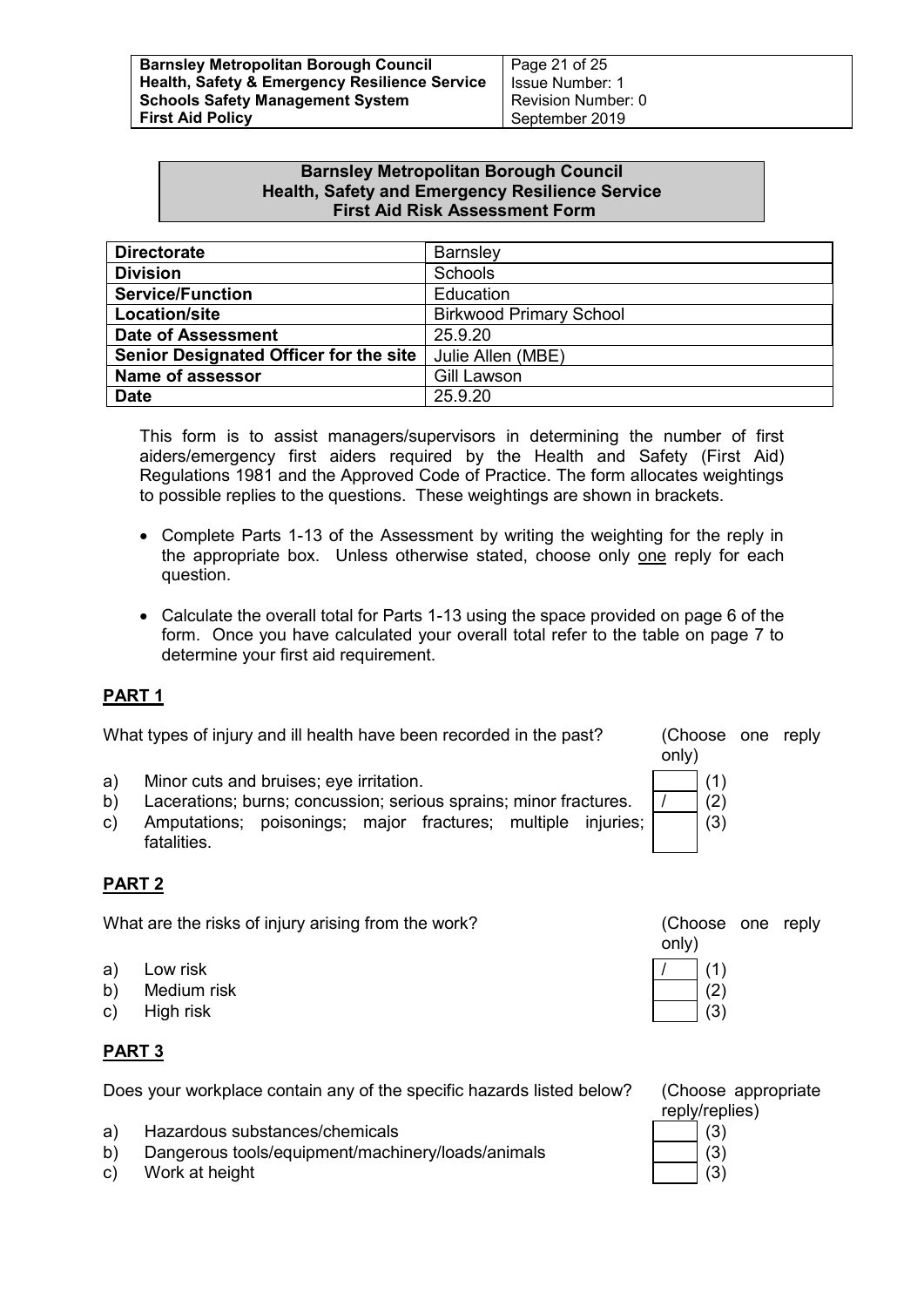**Barsley Metropolitan Borough Council**
**Health, Safety and Emergency Resilience Service**
**First Aid Risk Assessment Form**

| | |
|---|---|
| **Directorate** | Barnsley |
| **Division** | Schools |
| **Service/Function** | Education |
| **Location/site** | Birkwood Primary School |
| **Date of Assessment** | 25.9.20 |
| **Senior Designated Officer for the site** | Julie Allen (MBE) |
| **Name of assessor** | Gill Lawson |
| **Date** | 25.9.20 |

This form is to assist managers/supervisors in determining the number of first aiders/emergency first aiders required by the Health and Safety (First Aid) Regulations 1981 and the Approved Code of Practice. The form allocates weightings to possible replies to the questions. These weightings are shown in brackets.

- Complete Parts 1-13 of the Assessment by writing the weighting for the reply in the appropriate box. Unless otherwise stated, choose only one reply for each question.
- Calculate the overall total for Parts 1-13 using the space provided on page 6 of the form. Once you have calculated your overall total refer to the table on page 7 to determine your first aid requirement.

## PART 1

What types of injury and ill health have been recorded in the past? (Choose one reply only)

| | | | |
|---|---|---|---|
| a) | Minor cuts and bruises; eye irritation. | | (1) |
| b) | Lacerations; burns; concussion; serious sprains; minor fractures. | / | (2) |
| c) | Amputations; poisonings; major fractures; multiple injuries; fatalities. | | (3) |

## PART 2

What are the risks of injury arising from the work? (Choose one reply only)

| | | | |
|---|---|---|---|
| a) | Low risk | / | (1) |
| b) | Medium risk | | (2) |
| c) | High risk | | (3) |

## PART 3

Does your workplace contain any of the specific hazards listed below? (Choose appropriate reply/replies)

| | | | |
|---|---|---|---|
| a) | Hazardous substances/chemicals | | (3) |
| b) | Dangerous tools/equipment/machinery/loads/animals | | (3) |
| c) | Work at height | | (3) |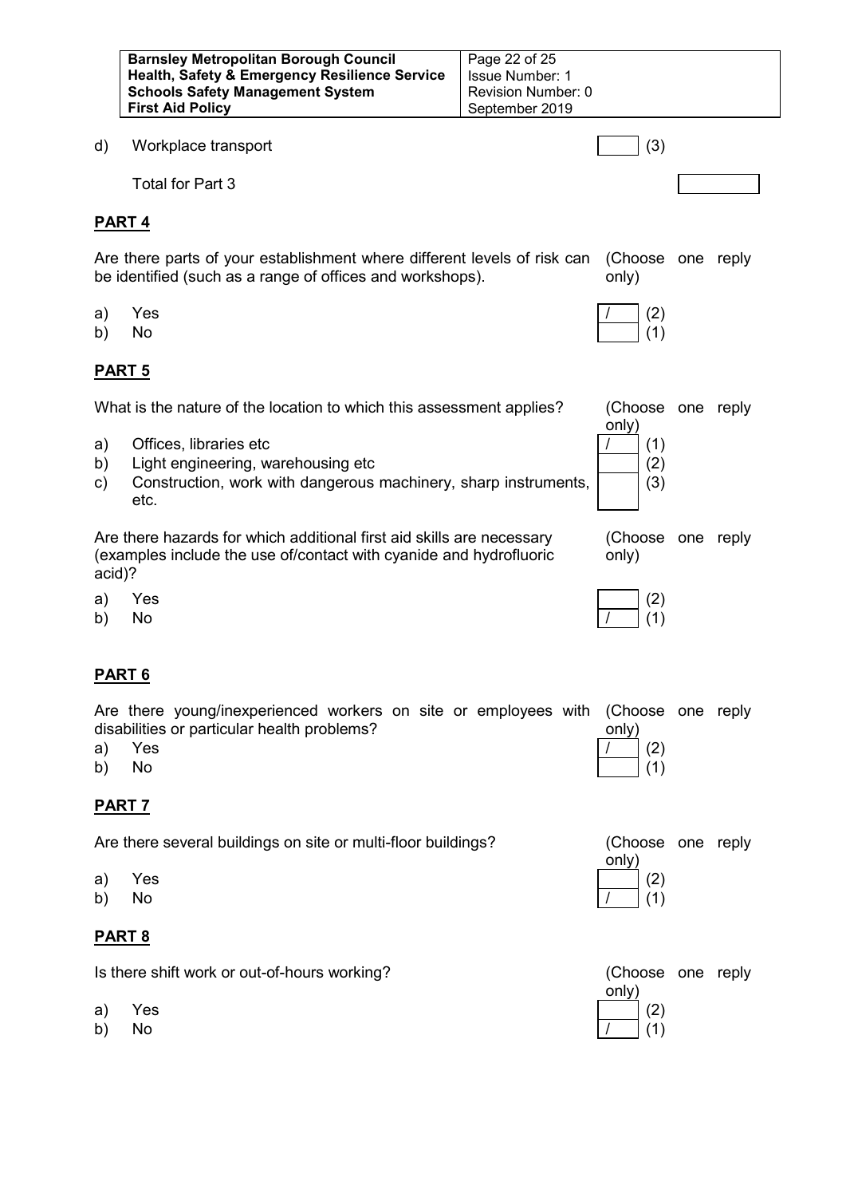d) Workplace transport | | (3)

Total for Part 3 | |

**PART 4**

Are there parts of your establishment where different levels of risk can be identified (such as a range of offices and workshops). (Choose one reply only)

| | | | |
|---|---|---|---|
| a) | Yes | / | (2) |
| b) | No | | (1) |

**PART 5**

What is the nature of the location to which this assessment applies? (Choose one reply only)

| | | | |
|---|---|---|---|
| a) | Offices, libraries etc | / | (1) |
| b) | Light engineering, warehousing etc | | (2) |
| c) | Construction, work with dangerous machinery, sharp instruments, etc. | | (3) |

Are there hazards for which additional first aid skills are necessary (examples include the use of/contact with cyanide and hydrofluoric acid)? (Choose one reply only)

| | | | |
|---|---|---|---|
| a) | Yes | | (2) |
| b) | No | / | (1) |

**PART 6**

Are there young/inexperienced workers on site or employees with disabilities or particular health problems? (Choose one reply only)

| | | | |
|---|---|---|---|
| a) | Yes | / | (2) |
| b) | No | | (1) |

**PART 7**

Are there several buildings on site or multi-floor buildings? (Choose one reply only)

| | | | |
|---|---|---|---|
| a) | Yes | | (2) |
| b) | No | / | (1) |

**PART 8**

Is there shift work or out-of-hours working? (Choose one reply only)

| | | | |
|---|---|---|---|
| a) | Yes | | (2) |
| b) | No | / | (1) |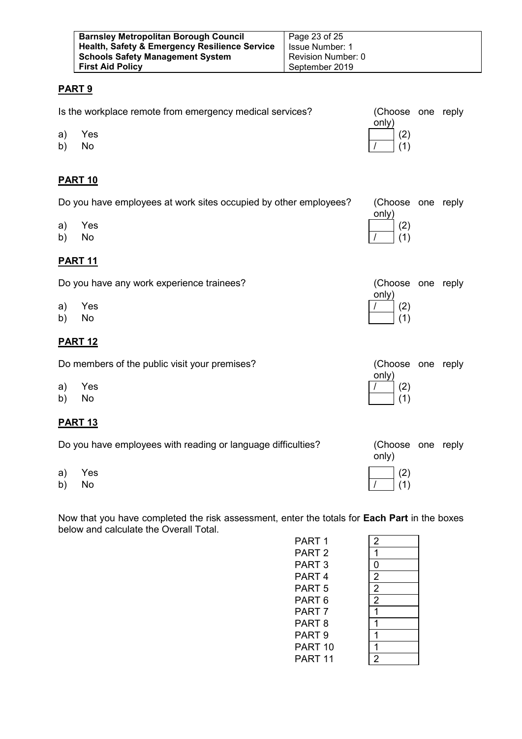## PART 9

Is the workplace remote from emergency medical services? (Choose one reply only)

| | | | |
|---|---|---|---|
| a) | Yes | | (2) |
| b) | No | / | (1) |

## PART 10

Do you have employees at work sites occupied by other employees? (Choose one reply only)

| | | | |
|---|---|---|---|
| a) | Yes | | (2) |
| b) | No | / | (1) |

## PART 11

Do you have any work experience trainees? (Choose one reply only)

| | | | |
|---|---|---|---|
| a) | Yes | / | (2) |
| b) | No | | (1) |

## PART 12

Do members of the public visit your premises? (Choose one reply only)

| | | | |
|---|---|---|---|
| a) | Yes | / | (2) |
| b) | No | | (1) |

## PART 13

Do you have employees with reading or language difficulties? (Choose one reply only)

| | | | |
|---|---|---|---|
| a) | Yes | | (2) |
| b) | No | / | (1) |

Now that you have completed the risk assessment, enter the totals for **Each Part** in the boxes below and calculate the Overall Total.

| | |
|---|---|
| PART 1 | 2 |
| PART 2 | 1 |
| PART 3 | 0 |
| PART 4 | 2 |
| PART 5 | 2 |
| PART 6 | 2 |
| PART 7 | 1 |
| PART 8 | 1 |
| PART 9 | 1 |
| PART 10 | 1 |
| PART 11 | 2 |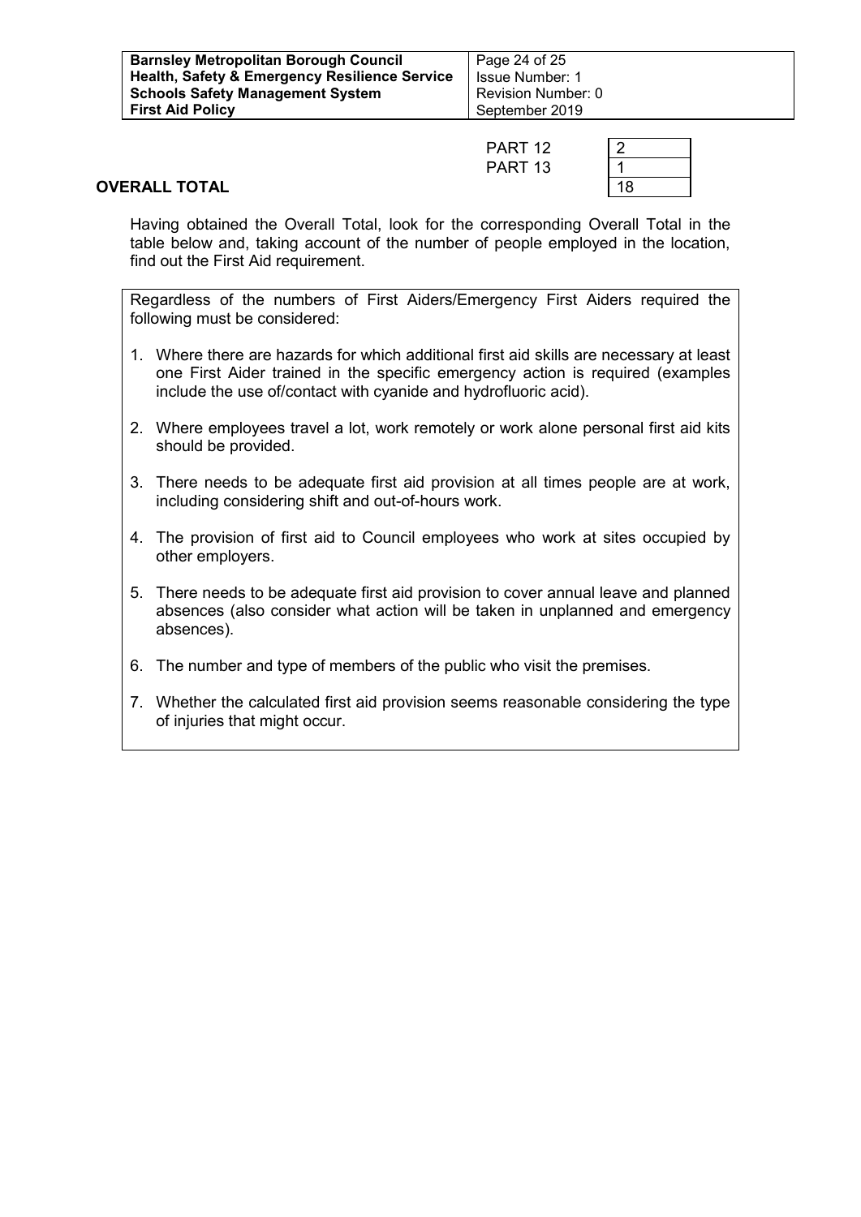| | |
|---|---|
| PART 12 | 2 |
| PART 13 | 1 |
| **OVERALL TOTAL** | 18 |

Having obtained the Overall Total, look for the corresponding Overall Total in the table below and, taking account of the number of people employed in the location, find out the First Aid requirement.

Regardless of the numbers of First Aiders/Emergency First Aiders required the following must be considered:

1. Where there are hazards for which additional first aid skills are necessary at least one First Aider trained in the specific emergency action is required (examples include the use of/contact with cyanide and hydrofluoric acid).
2. Where employees travel a lot, work remotely or work alone personal first aid kits should be provided.
3. There needs to be adequate first aid provision at all times people are at work, including considering shift and out-of-hours work.
4. The provision of first aid to Council employees who work at sites occupied by other employers.
5. There needs to be adequate first aid provision to cover annual leave and planned absences (also consider what action will be taken in unplanned and emergency absences).
6. The number and type of members of the public who visit the premises.
7. Whether the calculated first aid provision seems reasonable considering the type of injuries that might occur.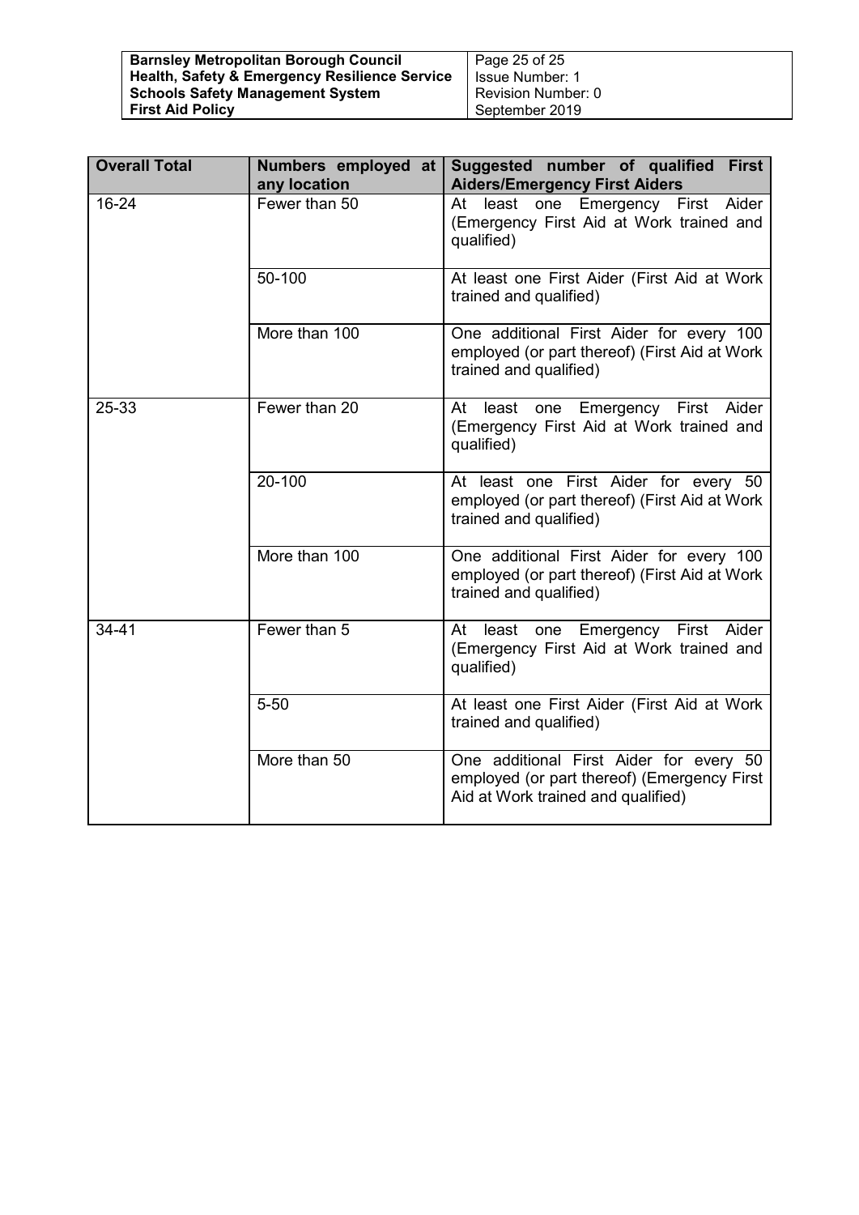| Overall Total | Numbers employed at any location | Suggested number of qualified First Aiders/Emergency First Aiders |
| --- | --- | --- |
| 16-24 | Fewer than 50 | At least one Emergency First Aider (Emergency First Aid at Work trained and qualified) |
| | 50-100 | At least one First Aider (First Aid at Work trained and qualified) |
| | More than 100 | One additional First Aider for every 100 employed (or part thereof) (First Aid at Work trained and qualified) |
| 25-33 | Fewer than 20 | At least one Emergency First Aider (Emergency First Aid at Work trained and qualified) |
| | 20-100 | At least one First Aider for every 50 employed (or part thereof) (First Aid at Work trained and qualified) |
| | More than 100 | One additional First Aider for every 100 employed (or part thereof) (First Aid at Work trained and qualified) |
| 34-41 | Fewer than 5 | At least one Emergency First Aider (Emergency First Aid at Work trained and qualified) |
| | 5-50 | At least one First Aider (First Aid at Work trained and qualified) |
| | More than 50 | One additional First Aider for every 50 employed (or part thereof) (Emergency First Aid at Work trained and qualified) |